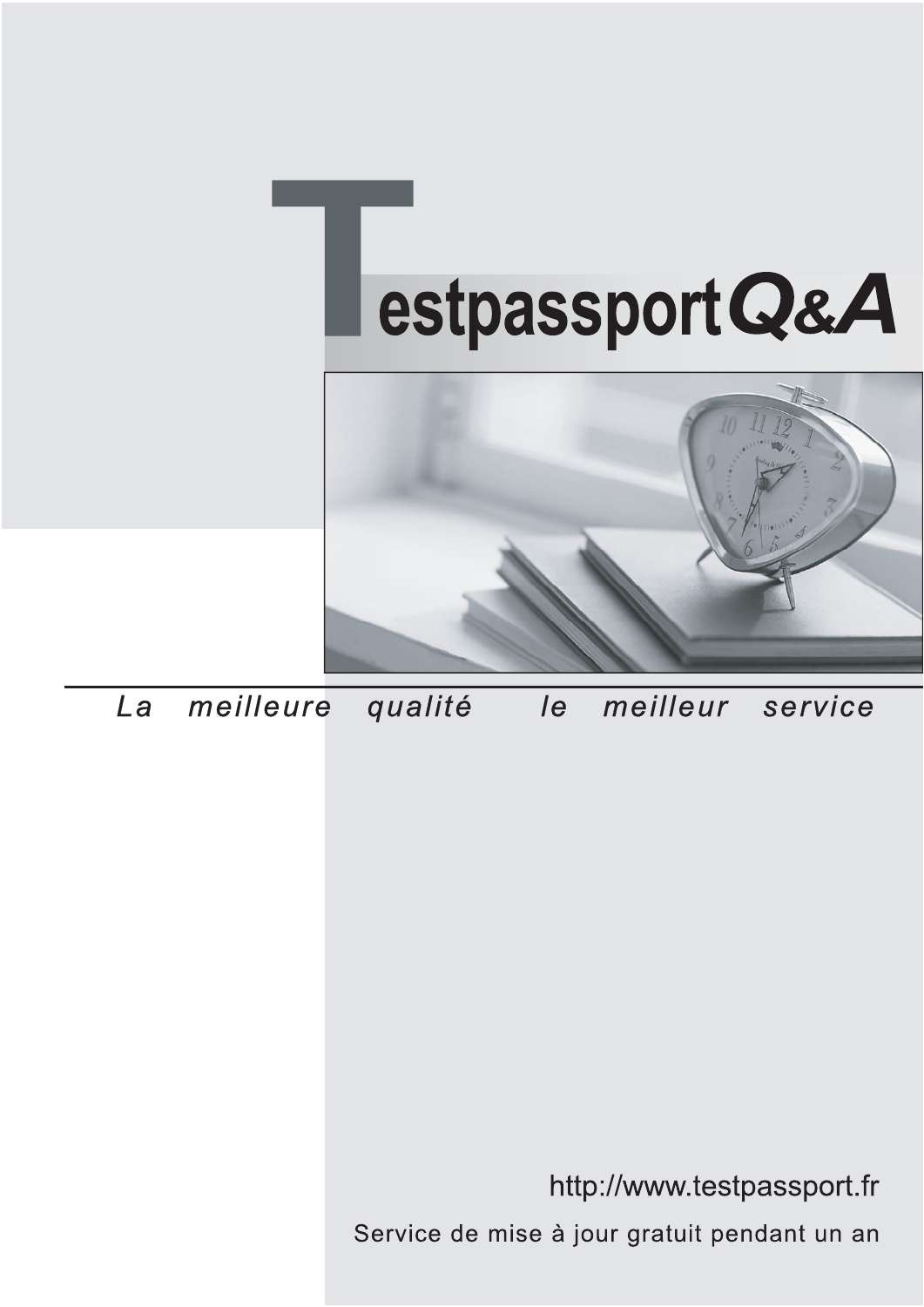# TestpassportQ&A

*La meilleure qualité le meilleur service*

http://www.testpassport.fr

Service de mise à jour gratuit pendant un an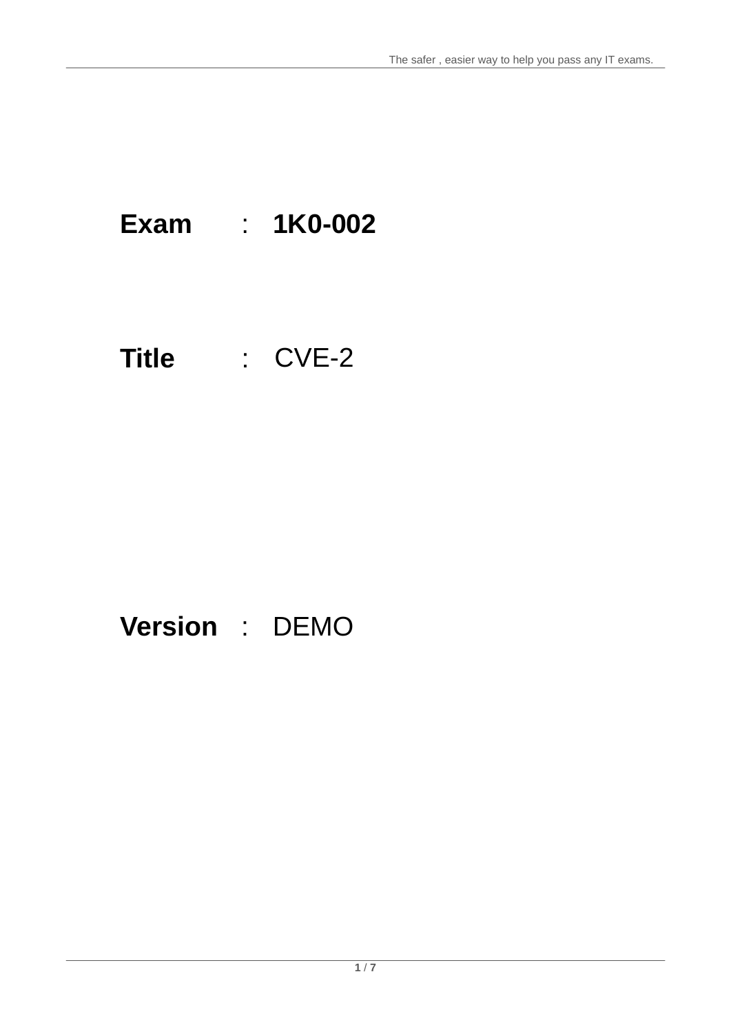**Exam** : **1K0-002**

**Title** : CVE-2

**Version** : DEMO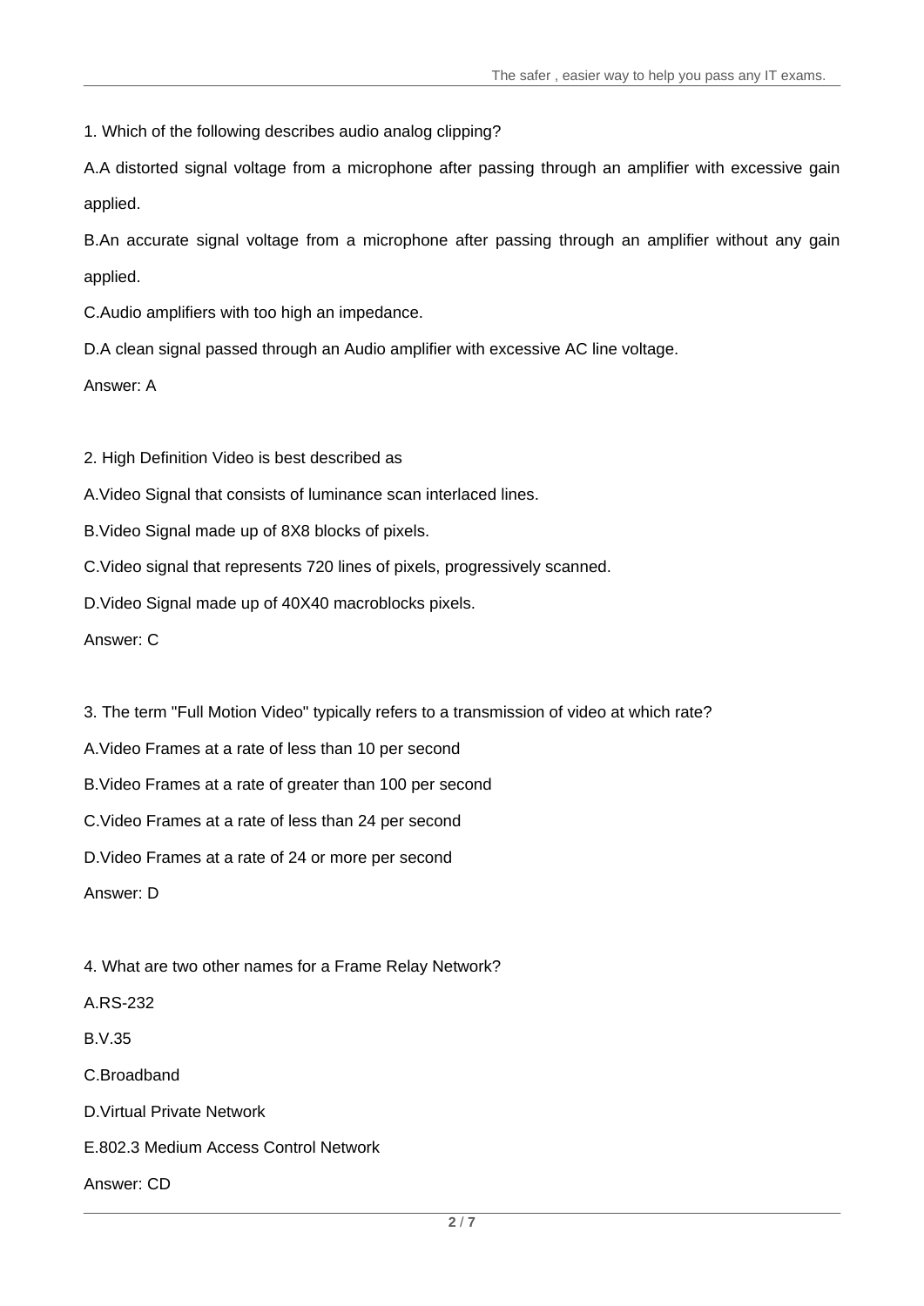1. Which of the following describes audio analog clipping?

A.A distorted signal voltage from a microphone after passing through an amplifier with excessive gain applied.

B.An accurate signal voltage from a microphone after passing through an amplifier without any gain applied.

C.Audio amplifiers with too high an impedance.

D.A clean signal passed through an Audio amplifier with excessive AC line voltage.

Answer: A

2. High Definition Video is best described as

A.Video Signal that consists of luminance scan interlaced lines.

B.Video Signal made up of 8X8 blocks of pixels.

C.Video signal that represents 720 lines of pixels, progressively scanned.

D.Video Signal made up of 40X40 macroblocks pixels.

Answer: C

3. The term "Full Motion Video" typically refers to a transmission of video at which rate?

A.Video Frames at a rate of less than 10 per second

B.Video Frames at a rate of greater than 100 per second

C.Video Frames at a rate of less than 24 per second

D.Video Frames at a rate of 24 or more per second

Answer: D

4. What are two other names for a Frame Relay Network?

A.RS-232

B.V.35

C.Broadband

D.Virtual Private Network

E.802.3 Medium Access Control Network

Answer: CD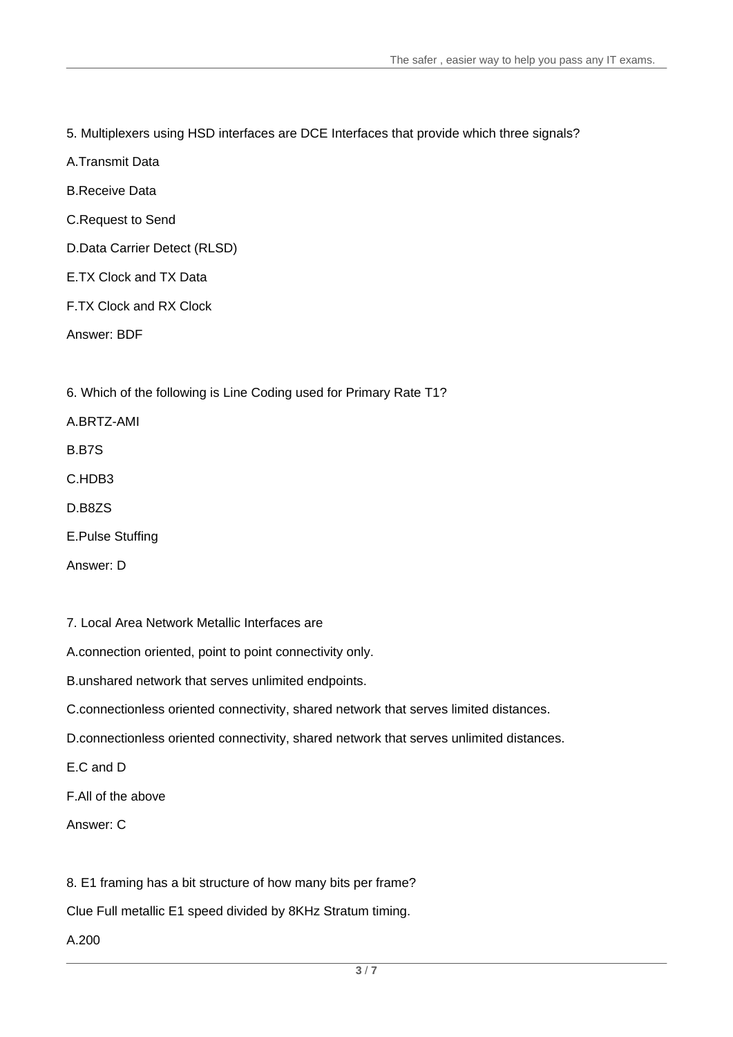5. Multiplexers using HSD interfaces are DCE Interfaces that provide which three signals?

A.Transmit Data

B.Receive Data

C.Request to Send

D.Data Carrier Detect (RLSD)

E.TX Clock and TX Data

F.TX Clock and RX Clock

Answer: BDF

6. Which of the following is Line Coding used for Primary Rate T1?

A.BRTZ-AMI

B.B7S

C.HDB3

D.B8ZS

E.Pulse Stuffing

Answer: D

7. Local Area Network Metallic Interfaces are

A.connection oriented, point to point connectivity only.

B.unshared network that serves unlimited endpoints.

C.connectionless oriented connectivity, shared network that serves limited distances.

D.connectionless oriented connectivity, shared network that serves unlimited distances.

E.C and D

F.All of the above

Answer: C

8. E1 framing has a bit structure of how many bits per frame?

Clue Full metallic E1 speed divided by 8KHz Stratum timing.

A.200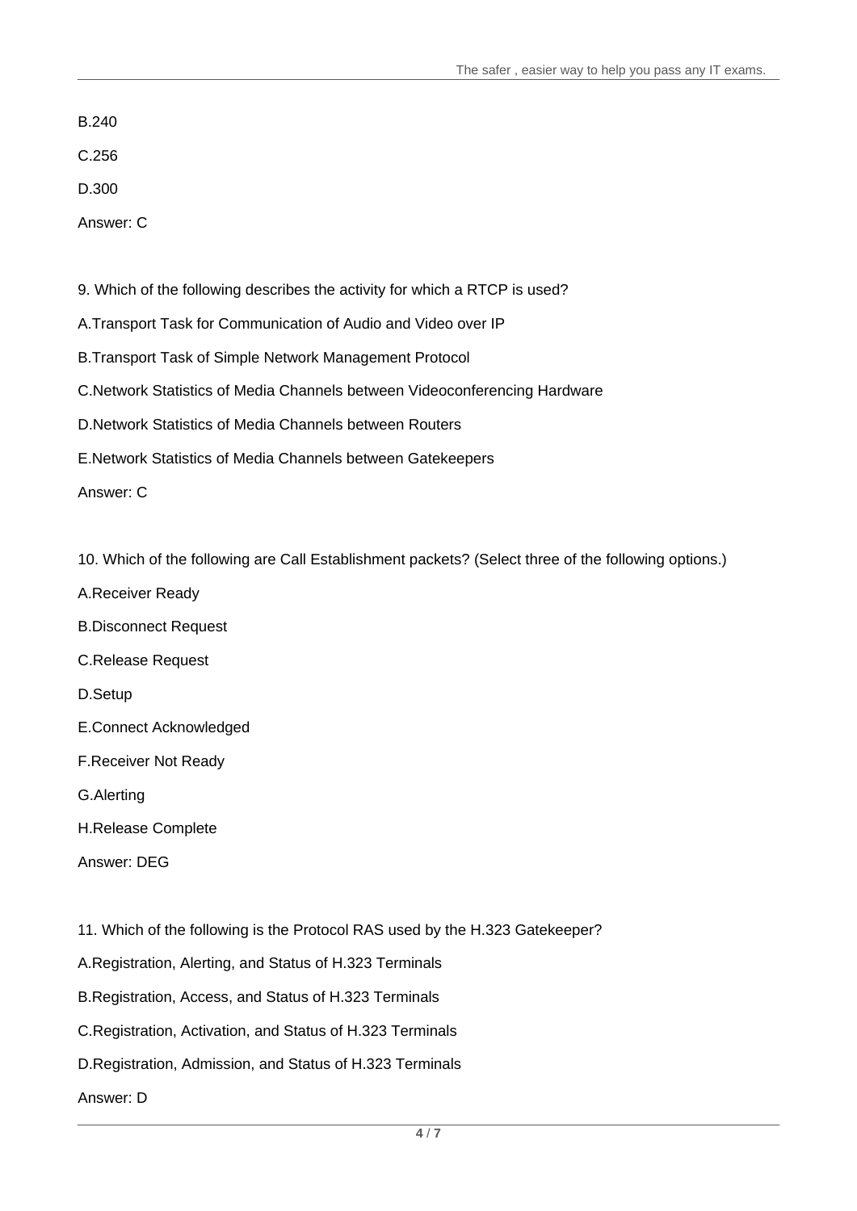B.240

C.256

D.300

Answer: C

9. Which of the following describes the activity for which a RTCP is used?

A.Transport Task for Communication of Audio and Video over IP

B.Transport Task of Simple Network Management Protocol

C.Network Statistics of Media Channels between Videoconferencing Hardware

D.Network Statistics of Media Channels between Routers

E.Network Statistics of Media Channels between Gatekeepers

Answer: C

10. Which of the following are Call Establishment packets? (Select three of the following options.)

A.Receiver Ready

B.Disconnect Request

C.Release Request

D.Setup

E.Connect Acknowledged

F.Receiver Not Ready

G.Alerting

H.Release Complete

Answer: DEG

11. Which of the following is the Protocol RAS used by the H.323 Gatekeeper?

A.Registration, Alerting, and Status of H.323 Terminals

B.Registration, Access, and Status of H.323 Terminals

C.Registration, Activation, and Status of H.323 Terminals

D.Registration, Admission, and Status of H.323 Terminals

Answer: D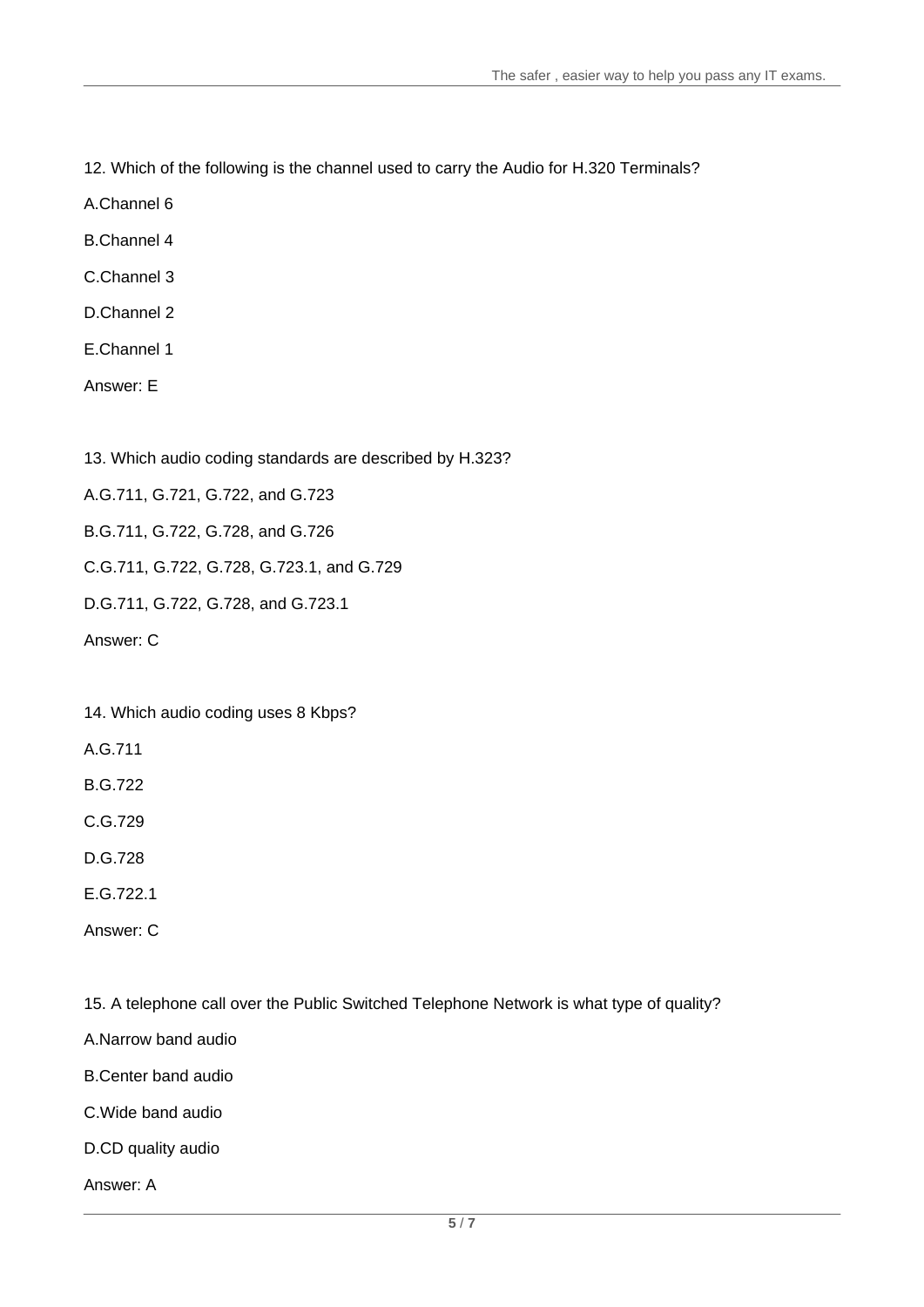12. Which of the following is the channel used to carry the Audio for H.320 Terminals?

A.Channel 6

B.Channel 4

C.Channel 3

D.Channel 2

E.Channel 1

Answer: E

13. Which audio coding standards are described by H.323?

A.G.711, G.721, G.722, and G.723

B.G.711, G.722, G.728, and G.726

C.G.711, G.722, G.728, G.723.1, and G.729

D.G.711, G.722, G.728, and G.723.1

Answer: C

14. Which audio coding uses 8 Kbps?

A.G.711

B.G.722

C.G.729

D.G.728

E.G.722.1

Answer: C

15. A telephone call over the Public Switched Telephone Network is what type of quality?

A.Narrow band audio

B.Center band audio

C.Wide band audio

D.CD quality audio

Answer: A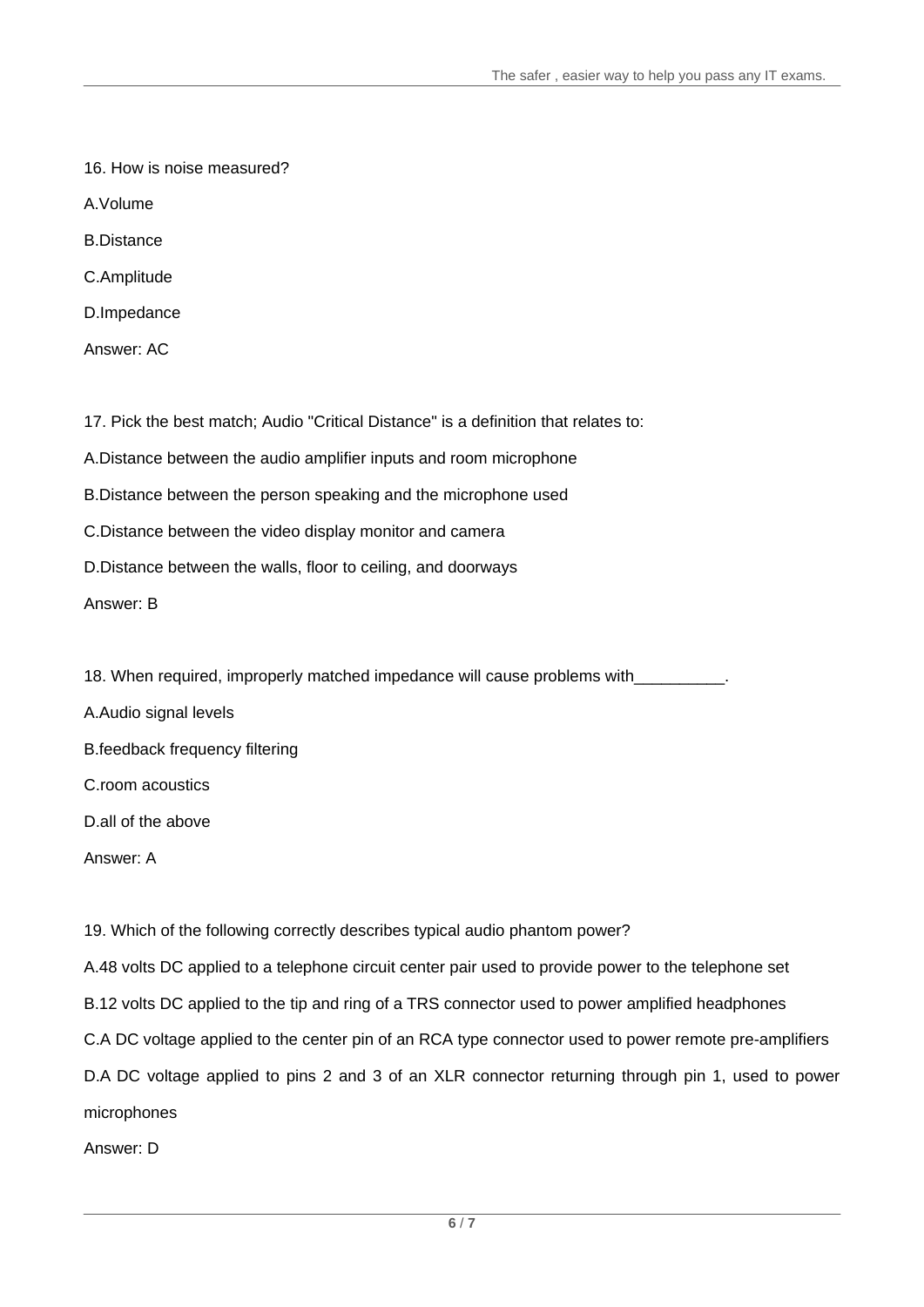16. How is noise measured?

A.Volume

B.Distance

C.Amplitude

D.Impedance

Answer: AC

17. Pick the best match; Audio "Critical Distance" is a definition that relates to:

A.Distance between the audio amplifier inputs and room microphone

B.Distance between the person speaking and the microphone used

C.Distance between the video display monitor and camera

D.Distance between the walls, floor to ceiling, and doorways

Answer: B

18. When required, improperly matched impedance will cause problems with__________.

A.Audio signal levels

B.feedback frequency filtering

C.room acoustics

D.all of the above

Answer: A

19. Which of the following correctly describes typical audio phantom power?

A.48 volts DC applied to a telephone circuit center pair used to provide power to the telephone set

B.12 volts DC applied to the tip and ring of a TRS connector used to power amplified headphones

C.A DC voltage applied to the center pin of an RCA type connector used to power remote pre-amplifiers

D.A DC voltage applied to pins 2 and 3 of an XLR connector returning through pin 1, used to power microphones

Answer: D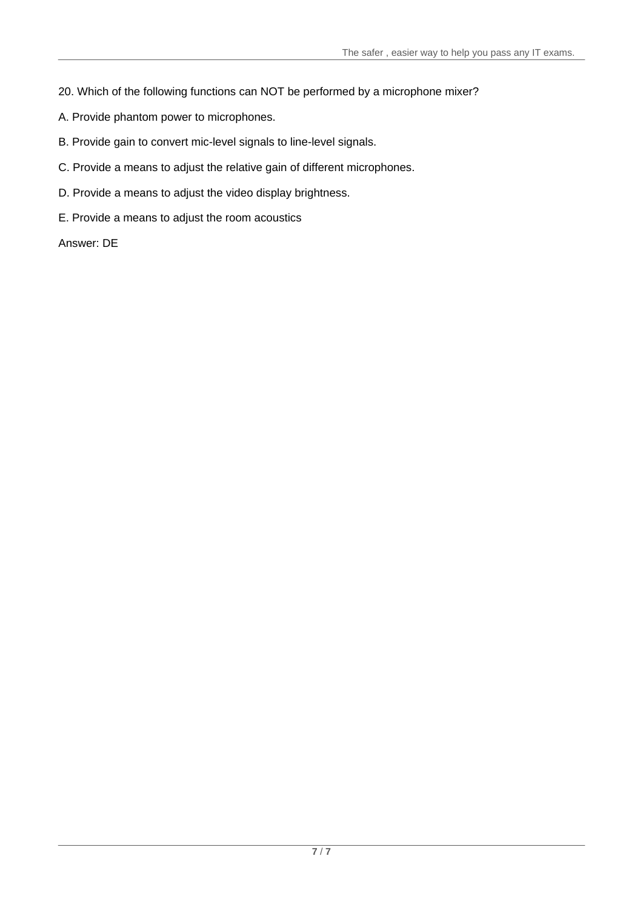20. Which of the following functions can NOT be performed by a microphone mixer?

A. Provide phantom power to microphones.

B. Provide gain to convert mic-level signals to line-level signals.

C. Provide a means to adjust the relative gain of different microphones.

D. Provide a means to adjust the video display brightness.

E. Provide a means to adjust the room acoustics

Answer: DE